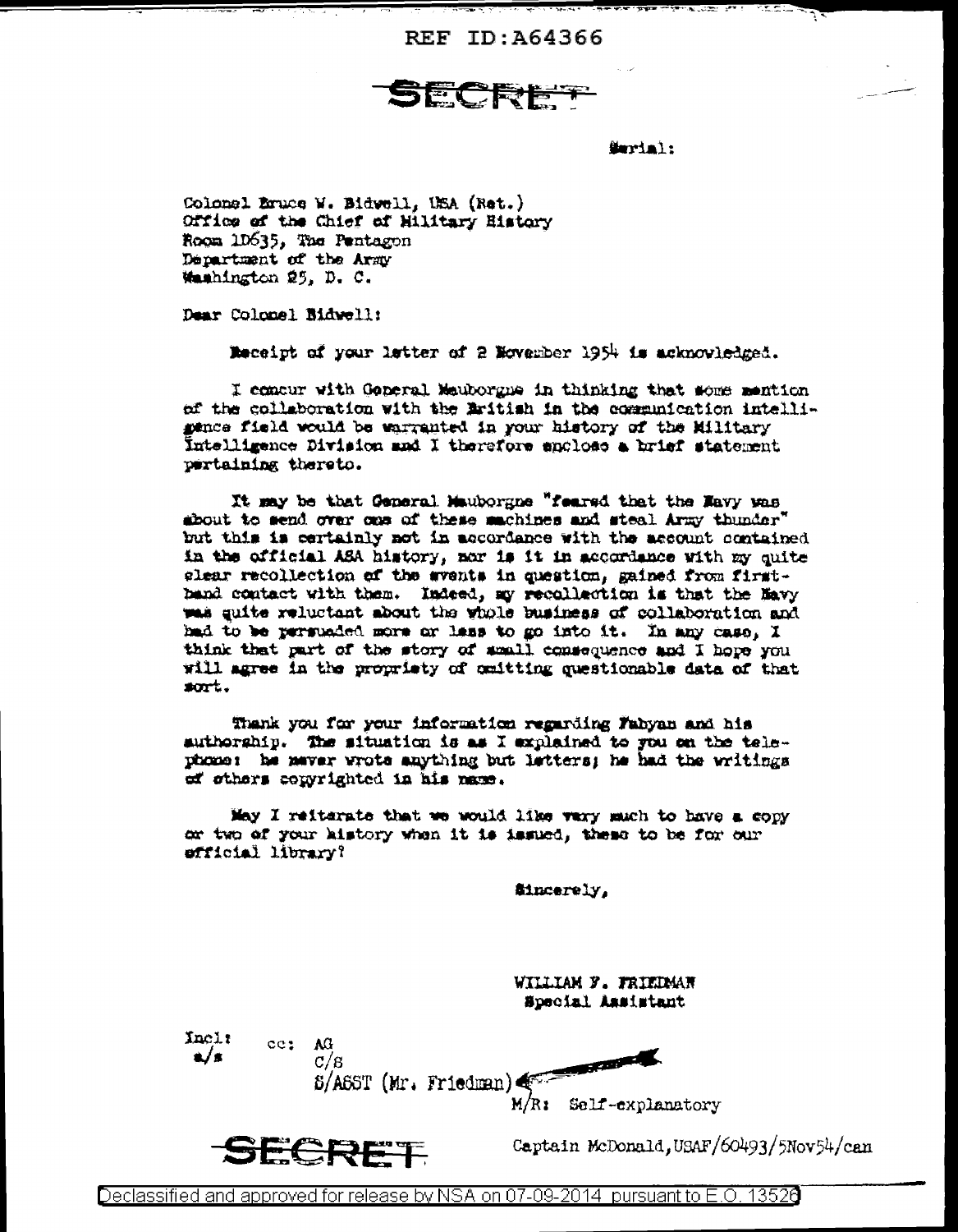REF ID:A64366

SECRET

Serial:

Colonel Bruce W. Bidwell, USA (Ret.)
Office of the Chief of Military History
Room 1D635, The Pentagon
Department of the Army
Washington 25, D. C.

Dear Colonel Bidwell:

Receipt of your letter of 2 November 1954 is acknowledged.

I concur with General Mauborgne in thinking that some mention of the collaboration with the British in the communication intelligence field would be warranted in your history of the Military Intelligence Division and I therefore enclose a brief statement pertaining thereto.

It may be that General Mauborgne "feared that the Navy was about to send over one of these machines and steal Army thunder" but this is certainly not in accordance with the account contained in the official ASA history, nor is it in accordance with my quite clear recollection of the events in question, gained from first-hand contact with them. Indeed, my recollection is that the Navy was quite reluctant about the whole business of collaboration and had to be persuaded more or less to go into it. In any case, I think that part of the story of small consequence and I hope you will agree in the propriety of omitting questionable data of that sort.

Thank you for your information regarding Fabyan and his authorship. The situation is as I explained to you on the telephone: he never wrote anything but letters; he had the writings of others copyrighted in his name.

May I reiterate that we would like very much to have a copy or two of your history when it is issued, these to be for our official library?

Sincerely,

WILLIAM F. FRIEDMAN
Special Assistant

Incl:
a/s

cc: AG
C/S
S/ASST (Mr. Friedman)

M/R: Self-explanatory

SECRET

Captain McDonald,USAF/60493/5Nov54/can

Declassified and approved for release by NSA on 07-09-2014 pursuant to E.O. 13526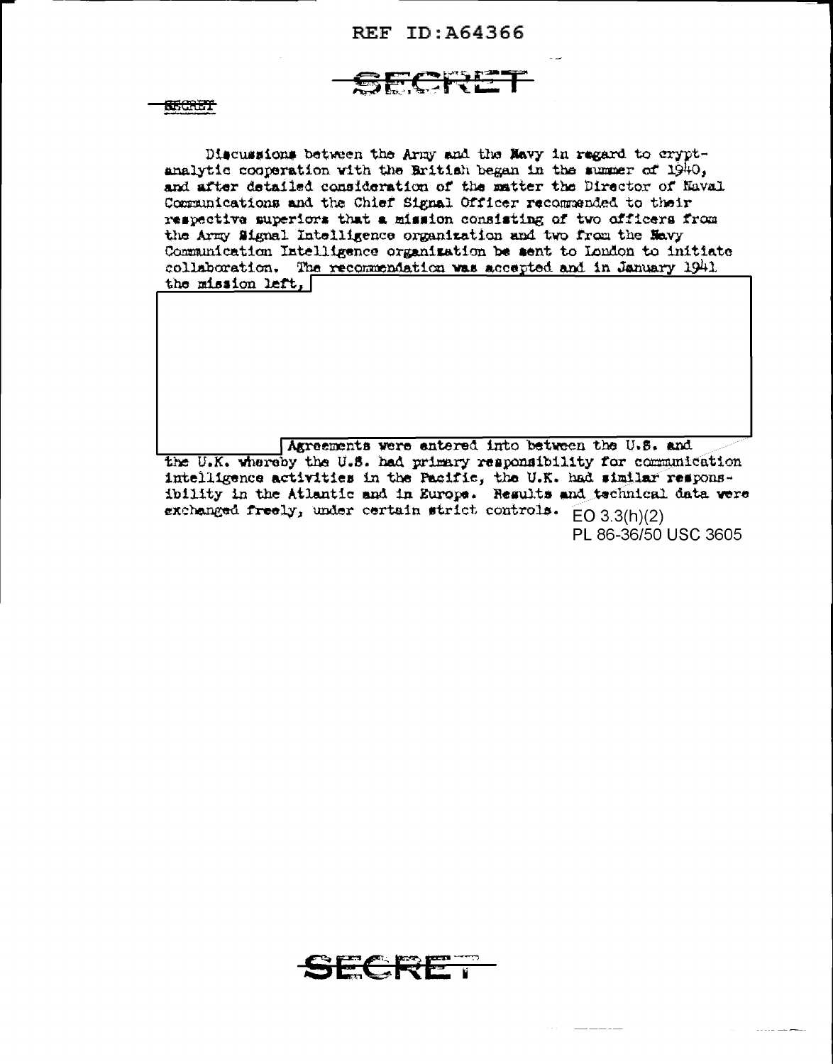SECRET

Discussions between the Army and the Navy in regard to cryptanalytic cooperation with the British began in the summer of 1940, and after detailed consideration of the matter the Director of Naval Communications and the Chief Signal Officer recommended to their respective superiors that a mission consisting of two officers from the Army Signal Intelligence organization and two from the Navy Communication Intelligence organization be sent to London to initiate collaboration. The recommendation was accepted and in January 1941 the mission left,

Agreements were entered into between the U.S. and the U.K. whereby the U.S. had primary responsibility for communication intelligence activities in the Pacific, the U.K. had similar responsibility in the Atlantic and in Europe. Results and technical data were exchanged freely, under certain strict controls.

EO 3.3(h)(2)
PL 86-36/50 USC 3605

SECRET